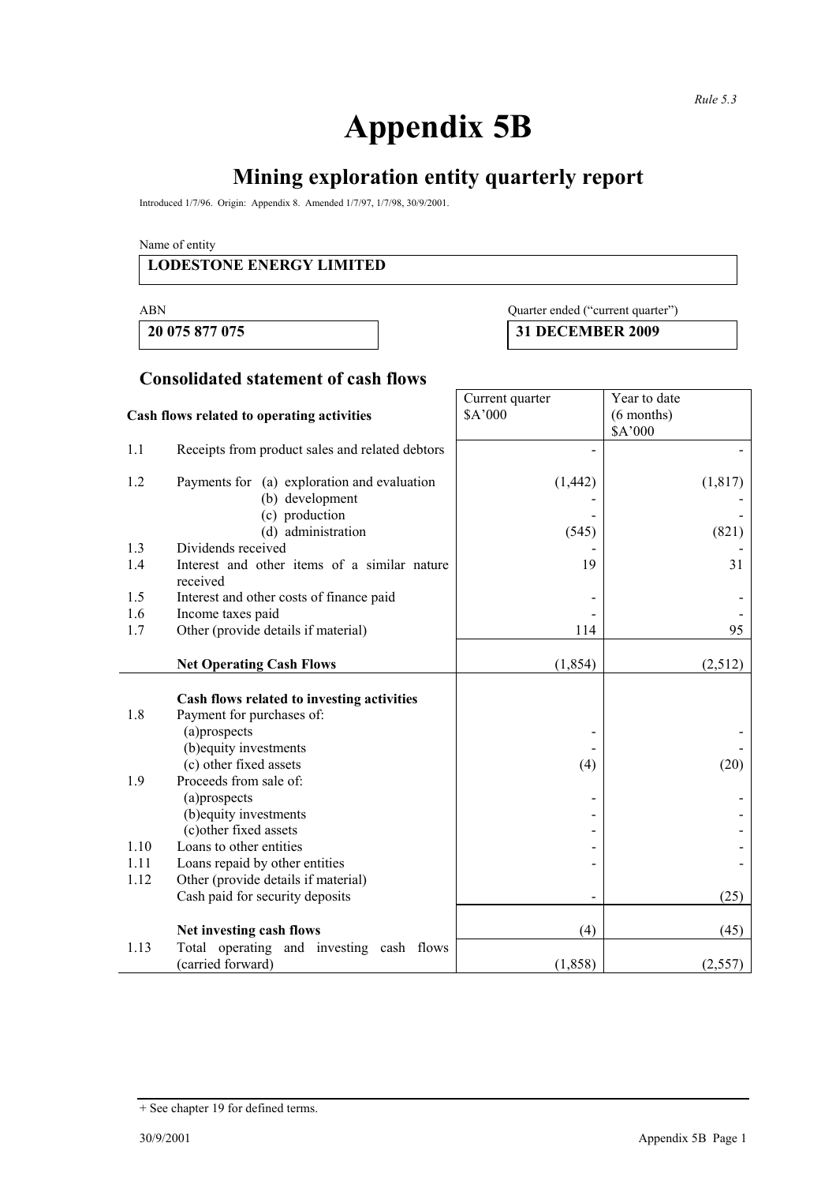*Rule 5.3*

# Appendix 5B

## Mining exploration entity quarterly report

Introduced 1/7/96. Origin: Appendix 8. Amended 1/7/97, 1/7/98, 30/9/2001.

Name of entity

| LODESTONE ENERGY LIMITED |
|---|

| ABN | Quarter ended ("current quarter") |
|---|---|
| **20 075 877 075** | **31 DECEMBER 2009** |

## Consolidated statement of cash flows

| | **Cash flows related to operating activities** | Current quarter $A'000 | Year to date (6 months) $A'000 |
|---|---|---|---|
| 1.1 | Receipts from product sales and related debtors | - | - |
| 1.2 | Payments for (a) exploration and evaluation | (1,442) | (1,817) |
| | (b) development | - | - |
| | (c) production | - | - |
| | (d) administration | (545) | (821) |
| 1.3 | Dividends received | - | - |
| 1.4 | Interest and other items of a similar nature received | 19 | 31 |
| 1.5 | Interest and other costs of finance paid | - | - |
| 1.6 | Income taxes paid | - | - |
| 1.7 | Other (provide details if material) | 114 | 95 |
| | **Net Operating Cash Flows** | (1,854) | (2,512) |
| | **Cash flows related to investing activities** | | |
| 1.8 | Payment for purchases of: | | |
| | (a)prospects | - | - |
| | (b)equity investments | - | - |
| | (c) other fixed assets | (4) | (20) |
| 1.9 | Proceeds from sale of: | | |
| | (a)prospects | - | - |
| | (b)equity investments | - | - |
| | (c)other fixed assets | - | - |
| 1.10 | Loans to other entities | - | - |
| 1.11 | Loans repaid by other entities | - | - |
| 1.12 | Other (provide details if material) | | |
| | Cash paid for security deposits | - | (25) |
| | **Net investing cash flows** | (4) | (45) |
| 1.13 | Total operating and investing cash flows (carried forward) | (1,858) | (2,557) |

+ See chapter 19 for defined terms.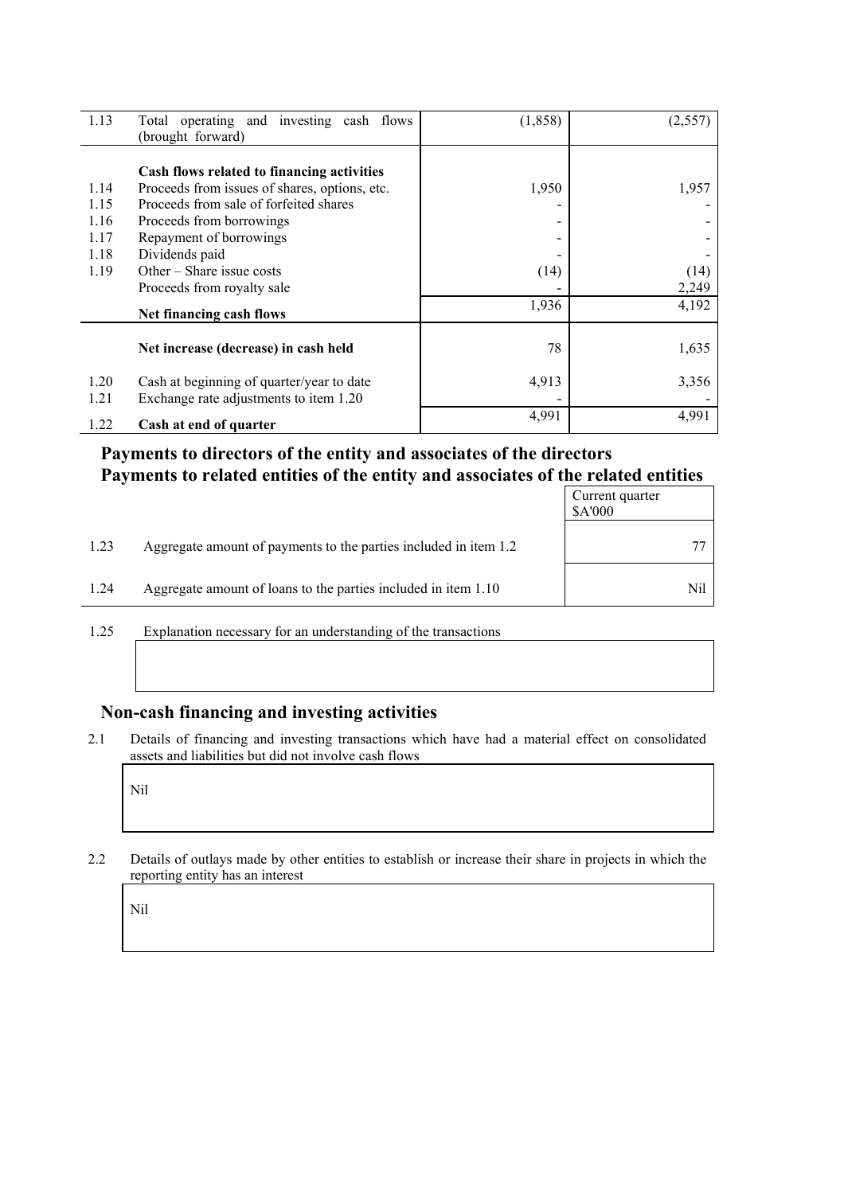| | | | |
|---|---|---|---|
| 1.13 | Total operating and investing cash flows (brought forward) | (1,858) | (2,557) |
| | **Cash flows related to financing activities** | | |
| 1.14 | Proceeds from issues of shares, options, etc. | 1,950 | 1,957 |
| 1.15 | Proceeds from sale of forfeited shares | - | - |
| 1.16 | Proceeds from borrowings | - | - |
| 1.17 | Repayment of borrowings | - | - |
| 1.18 | Dividends paid | - | - |
| 1.19 | Other – Share issue costs | (14) | (14) |
| | Proceeds from royalty sale | - | 2,249 |
| | **Net financing cash flows** | 1,936 | 4,192 |
| | **Net increase (decrease) in cash held** | 78 | 1,635 |
| 1.20 | Cash at beginning of quarter/year to date | 4,913 | 3,356 |
| 1.21 | Exchange rate adjustments to item 1.20 | - | - |
| 1.22 | **Cash at end of quarter** | 4,991 | 4,991 |

## Payments to directors of the entity and associates of the directors
## Payments to related entities of the entity and associates of the related entities

| | | Current quarter $A'000 |
|---|---|---|
| 1.23 | Aggregate amount of payments to the parties included in item 1.2 | 77 |
| 1.24 | Aggregate amount of loans to the parties included in item 1.10 | Nil |

1.25 Explanation necessary for an understanding of the transactions

## Non-cash financing and investing activities

2.1 Details of financing and investing transactions which have had a material effect on consolidated assets and liabilities but did not involve cash flows

Nil

2.2 Details of outlays made by other entities to establish or increase their share in projects in which the reporting entity has an interest

Nil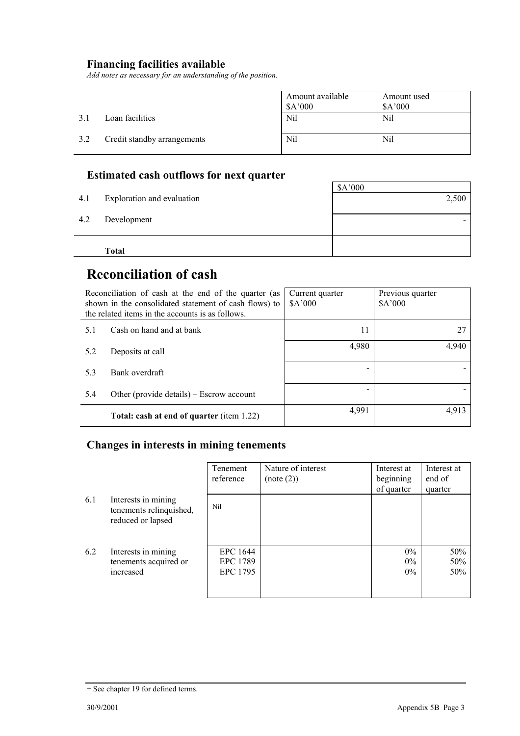## Financing facilities available

*Add notes as necessary for an understanding of the position.*

| | | Amount available $A'000 | Amount used $A'000 |
|---|---|---|---|
| 3.1 | Loan facilities | Nil | Nil |
| 3.2 | Credit standby arrangements | Nil | Nil |

## Estimated cash outflows for next quarter

| | | $A'000 |
|---|---|---|
| 4.1 | Exploration and evaluation | 2,500 |
| 4.2 | Development | - |
| | **Total** | |

# Reconciliation of cash

| Reconciliation of cash at the end of the quarter (as shown in the consolidated statement of cash flows) to the related items in the accounts is as follows. | | Current quarter $A'000 | Previous quarter $A'000 |
|---|---|---|---|
| 5.1 | Cash on hand and at bank | 11 | 27 |
| 5.2 | Deposits at call | 4,980 | 4,940 |
| 5.3 | Bank overdraft | - | - |
| 5.4 | Other (provide details) – Escrow account | - | - |
| | **Total: cash at end of quarter** (item 1.22) | 4,991 | 4,913 |

## Changes in interests in mining tenements

| | | Tenement reference | Nature of interest (note (2)) | Interest at beginning of quarter | Interest at end of quarter |
|---|---|---|---|---|---|
| 6.1 | Interests in mining tenements relinquished, reduced or lapsed | Nil | | | |
| 6.2 | Interests in mining tenements acquired or increased | EPC 1644<br>EPC 1789<br>EPC 1795 | | 0%<br>0%<br>0% | 50%<br>50%<br>50% |

+ See chapter 19 for defined terms.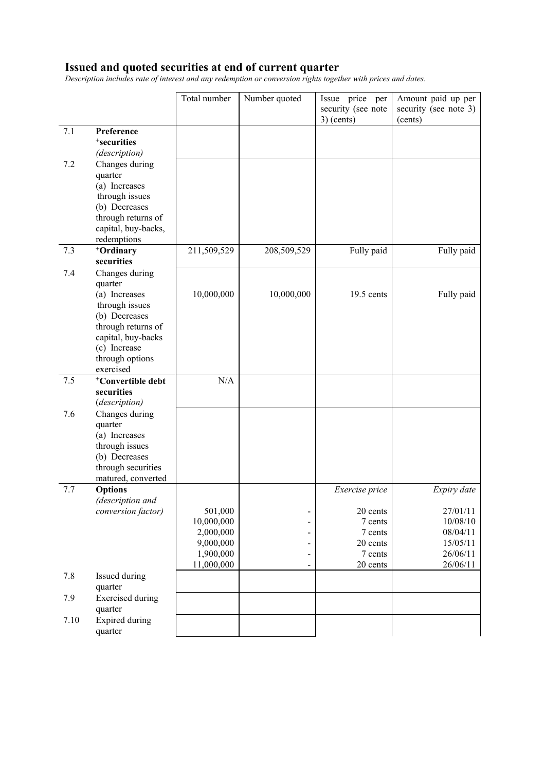## Issued and quoted securities at end of current quarter

*Description includes rate of interest and any redemption or conversion rights together with prices and dates.*

| | | Total number | Number quoted | Issue price per security (see note 3) (cents) | Amount paid up per security (see note 3) (cents) |
|---|---|---|---|---|---|
| 7.1 | **Preference +securities** *(description)* | | | | |
| 7.2 | Changes during quarter<br>(a) Increases through issues<br>(b) Decreases through returns of capital, buy-backs, redemptions | | | | |
| 7.3 | **+Ordinary securities** | 211,509,529 | 208,509,529 | Fully paid | Fully paid |
| 7.4 | Changes during quarter<br>(a) Increases through issues<br>(b) Decreases through returns of capital, buy-backs<br>(c) Increase through options exercised | 10,000,000 | 10,000,000 | 19.5 cents | Fully paid |
| 7.5 | **+Convertible debt securities** *(description)* | N/A | | | |
| 7.6 | Changes during quarter<br>(a) Increases through issues<br>(b) Decreases through securities matured, converted | | | | |
| 7.7 | **Options** *(description and conversion factor)* | | | *Exercise price* | *Expiry date* |
| | | 501,000<br>10,000,000<br>2,000,000<br>9,000,000<br>1,900,000<br>11,000,000 | -<br>-<br>-<br>-<br>-<br>- | 20 cents<br>7 cents<br>7 cents<br>20 cents<br>7 cents<br>20 cents | 27/01/11<br>10/08/10<br>08/04/11<br>15/05/11<br>26/06/11<br>26/06/11 |
| 7.8 | Issued during quarter | | | | |
| 7.9 | Exercised during quarter | | | | |
| 7.10 | Expired during quarter | | | | |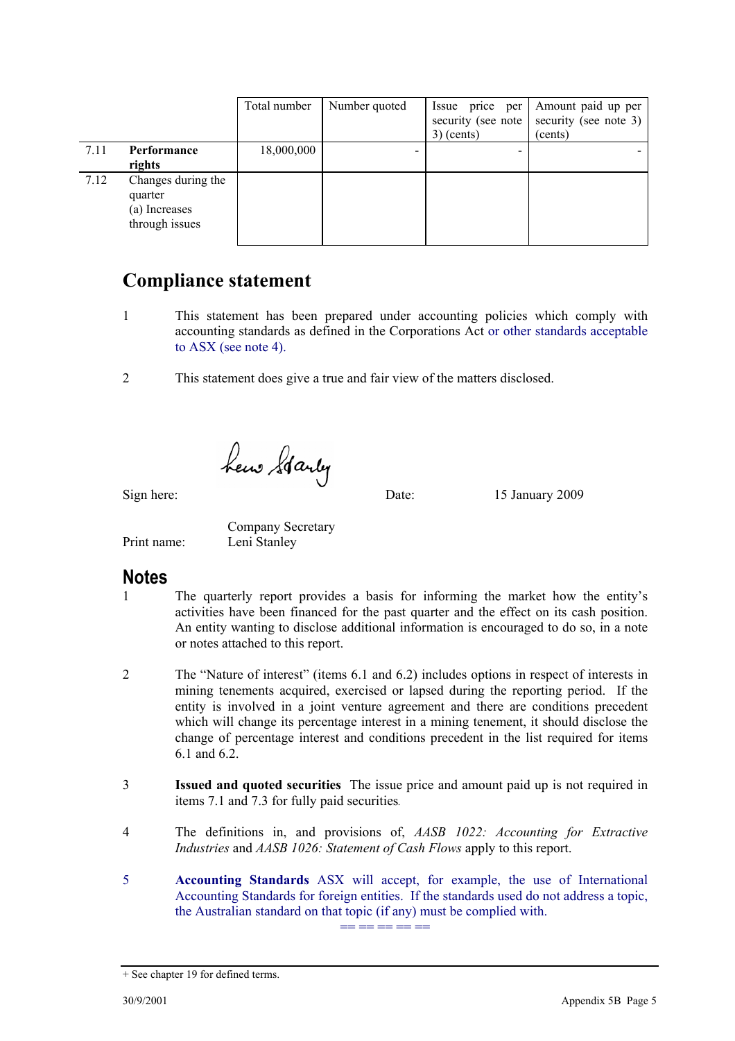| | | Total number | Number quoted | Issue price per security (see note 3) (cents) | Amount paid up per security (see note 3) (cents) |
|---|---|---|---|---|---|
| 7.11 | **Performance rights** | 18,000,000 | - | - | - |
| 7.12 | Changes during the quarter (a) Increases through issues | | | | |

## Compliance statement

1. This statement has been prepared under accounting policies which comply with accounting standards as defined in the Corporations Act or other standards acceptable to ASX (see note 4).

2. This statement does give a true and fair view of the matters disclosed.

Sign here: Leni Stanley    Date: 15 January 2009

Print name: Company Secretary
Leni Stanley

## Notes

1. The quarterly report provides a basis for informing the market how the entity's activities have been financed for the past quarter and the effect on its cash position. An entity wanting to disclose additional information is encouraged to do so, in a note or notes attached to this report.

2. The "Nature of interest" (items 6.1 and 6.2) includes options in respect of interests in mining tenements acquired, exercised or lapsed during the reporting period. If the entity is involved in a joint venture agreement and there are conditions precedent which will change its percentage interest in a mining tenement, it should disclose the change of percentage interest and conditions precedent in the list required for items 6.1 and 6.2.

3. **Issued and quoted securities** The issue price and amount paid up is not required in items 7.1 and 7.3 for fully paid securities.

4. The definitions in, and provisions of, *AASB 1022: Accounting for Extractive Industries* and *AASB 1026: Statement of Cash Flows* apply to this report.

5. **Accounting Standards** ASX will accept, for example, the use of International Accounting Standards for foreign entities. If the standards used do not address a topic, the Australian standard on that topic (if any) must be complied with.

== == == == ==

+ See chapter 19 for defined terms.